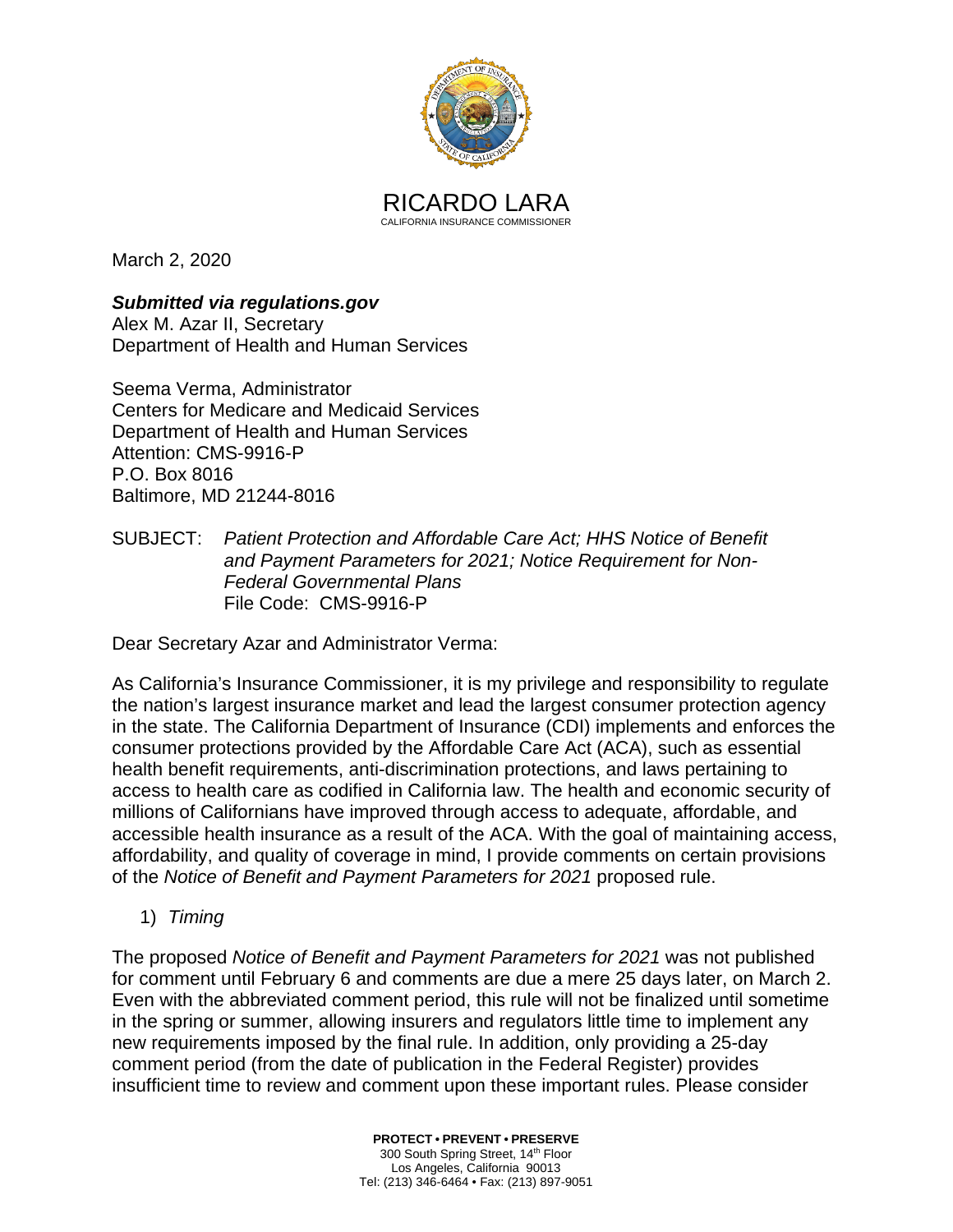RICARDO LARA
CALIFORNIA INSURANCE COMMISSIONER

March 2, 2020

***Submitted via regulations.gov***
Alex M. Azar II, Secretary
Department of Health and Human Services

Seema Verma, Administrator
Centers for Medicare and Medicaid Services
Department of Health and Human Services
Attention: CMS-9916-P
P.O. Box 8016
Baltimore, MD 21244-8016

SUBJECT: *Patient Protection and Affordable Care Act; HHS Notice of Benefit and Payment Parameters for 2021; Notice Requirement for Non-Federal Governmental Plans*
File Code: CMS-9916-P

Dear Secretary Azar and Administrator Verma:

As California's Insurance Commissioner, it is my privilege and responsibility to regulate the nation's largest insurance market and lead the largest consumer protection agency in the state. The California Department of Insurance (CDI) implements and enforces the consumer protections provided by the Affordable Care Act (ACA), such as essential health benefit requirements, anti-discrimination protections, and laws pertaining to access to health care as codified in California law. The health and economic security of millions of Californians have improved through access to adequate, affordable, and accessible health insurance as a result of the ACA. With the goal of maintaining access, affordability, and quality of coverage in mind, I provide comments on certain provisions of the *Notice of Benefit and Payment Parameters for 2021* proposed rule.

1) *Timing*

The proposed *Notice of Benefit and Payment Parameters for 2021* was not published for comment until February 6 and comments are due a mere 25 days later, on March 2. Even with the abbreviated comment period, this rule will not be finalized until sometime in the spring or summer, allowing insurers and regulators little time to implement any new requirements imposed by the final rule. In addition, only providing a 25-day comment period (from the date of publication in the Federal Register) provides insufficient time to review and comment upon these important rules. Please consider

**PROTECT • PREVENT • PRESERVE**
300 South Spring Street, 14th Floor
Los Angeles, California 90013
Tel: (213) 346-6464 • Fax: (213) 897-9051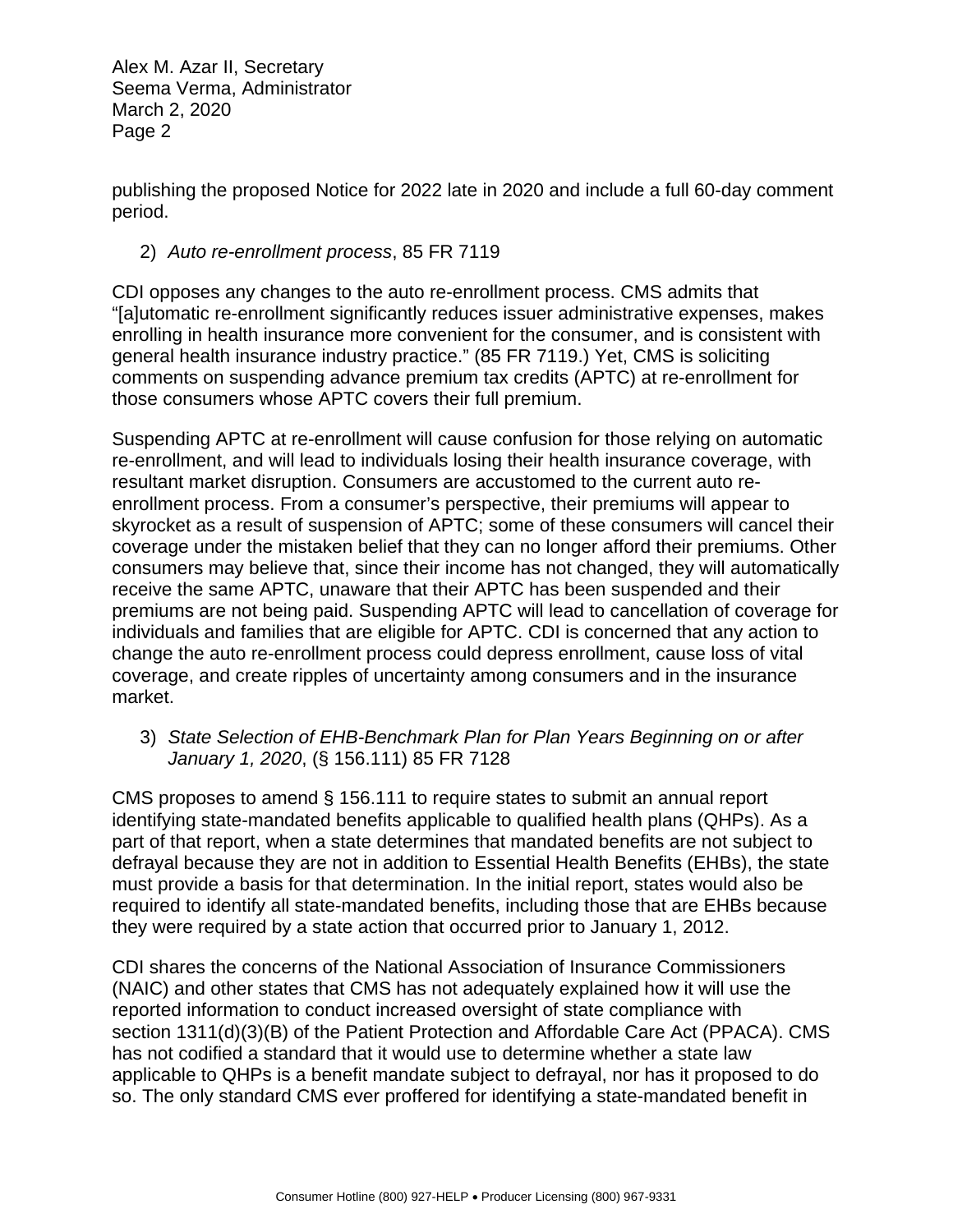publishing the proposed Notice for 2022 late in 2020 and include a full 60-day comment period.

2) *Auto re-enrollment process*, 85 FR 7119

CDI opposes any changes to the auto re-enrollment process. CMS admits that "[a]utomatic re-enrollment significantly reduces issuer administrative expenses, makes enrolling in health insurance more convenient for the consumer, and is consistent with general health insurance industry practice." (85 FR 7119.) Yet, CMS is soliciting comments on suspending advance premium tax credits (APTC) at re-enrollment for those consumers whose APTC covers their full premium.

Suspending APTC at re-enrollment will cause confusion for those relying on automatic re-enrollment, and will lead to individuals losing their health insurance coverage, with resultant market disruption. Consumers are accustomed to the current auto re-enrollment process. From a consumer's perspective, their premiums will appear to skyrocket as a result of suspension of APTC; some of these consumers will cancel their coverage under the mistaken belief that they can no longer afford their premiums. Other consumers may believe that, since their income has not changed, they will automatically receive the same APTC, unaware that their APTC has been suspended and their premiums are not being paid. Suspending APTC will lead to cancellation of coverage for individuals and families that are eligible for APTC. CDI is concerned that any action to change the auto re-enrollment process could depress enrollment, cause loss of vital coverage, and create ripples of uncertainty among consumers and in the insurance market.

3) *State Selection of EHB-Benchmark Plan for Plan Years Beginning on or after January 1, 2020*, (§ 156.111) 85 FR 7128

CMS proposes to amend § 156.111 to require states to submit an annual report identifying state-mandated benefits applicable to qualified health plans (QHPs). As a part of that report, when a state determines that mandated benefits are not subject to defrayal because they are not in addition to Essential Health Benefits (EHBs), the state must provide a basis for that determination. In the initial report, states would also be required to identify all state-mandated benefits, including those that are EHBs because they were required by a state action that occurred prior to January 1, 2012.

CDI shares the concerns of the National Association of Insurance Commissioners (NAIC) and other states that CMS has not adequately explained how it will use the reported information to conduct increased oversight of state compliance with section 1311(d)(3)(B) of the Patient Protection and Affordable Care Act (PPACA). CMS has not codified a standard that it would use to determine whether a state law applicable to QHPs is a benefit mandate subject to defrayal, nor has it proposed to do so. The only standard CMS ever proffered for identifying a state-mandated benefit in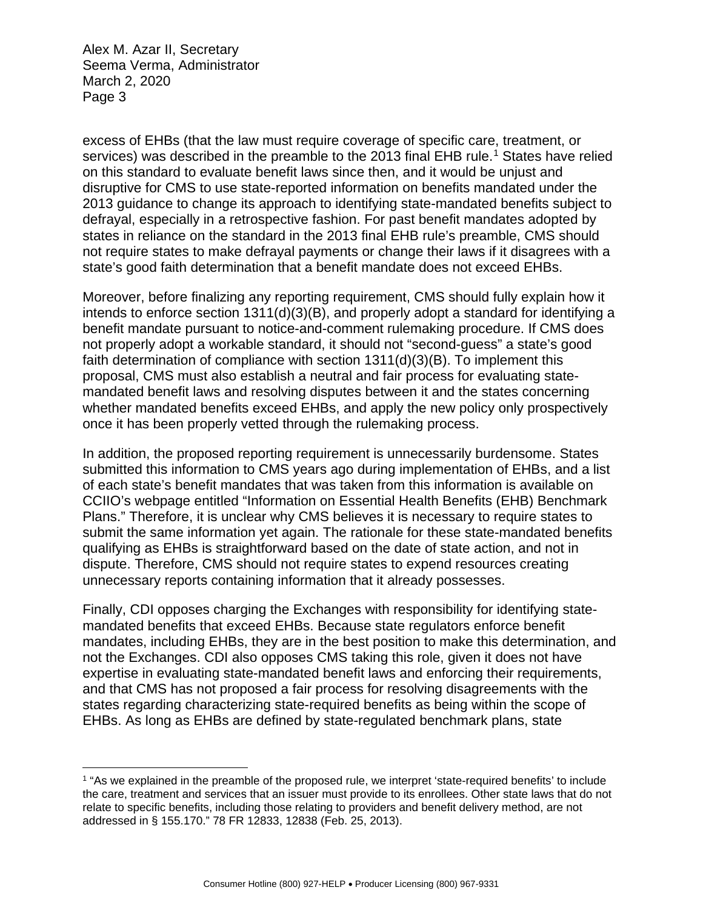excess of EHBs (that the law must require coverage of specific care, treatment, or services) was described in the preamble to the 2013 final EHB rule.[1] States have relied on this standard to evaluate benefit laws since then, and it would be unjust and disruptive for CMS to use state-reported information on benefits mandated under the 2013 guidance to change its approach to identifying state-mandated benefits subject to defrayal, especially in a retrospective fashion. For past benefit mandates adopted by states in reliance on the standard in the 2013 final EHB rule's preamble, CMS should not require states to make defrayal payments or change their laws if it disagrees with a state's good faith determination that a benefit mandate does not exceed EHBs.

Moreover, before finalizing any reporting requirement, CMS should fully explain how it intends to enforce section 1311(d)(3)(B), and properly adopt a standard for identifying a benefit mandate pursuant to notice-and-comment rulemaking procedure. If CMS does not properly adopt a workable standard, it should not "second-guess" a state's good faith determination of compliance with section 1311(d)(3)(B). To implement this proposal, CMS must also establish a neutral and fair process for evaluating state-mandated benefit laws and resolving disputes between it and the states concerning whether mandated benefits exceed EHBs, and apply the new policy only prospectively once it has been properly vetted through the rulemaking process.

In addition, the proposed reporting requirement is unnecessarily burdensome. States submitted this information to CMS years ago during implementation of EHBs, and a list of each state's benefit mandates that was taken from this information is available on CCIIO's webpage entitled "Information on Essential Health Benefits (EHB) Benchmark Plans." Therefore, it is unclear why CMS believes it is necessary to require states to submit the same information yet again. The rationale for these state-mandated benefits qualifying as EHBs is straightforward based on the date of state action, and not in dispute. Therefore, CMS should not require states to expend resources creating unnecessary reports containing information that it already possesses.

Finally, CDI opposes charging the Exchanges with responsibility for identifying state-mandated benefits that exceed EHBs. Because state regulators enforce benefit mandates, including EHBs, they are in the best position to make this determination, and not the Exchanges. CDI also opposes CMS taking this role, given it does not have expertise in evaluating state-mandated benefit laws and enforcing their requirements, and that CMS has not proposed a fair process for resolving disagreements with the states regarding characterizing state-required benefits as being within the scope of EHBs. As long as EHBs are defined by state-regulated benchmark plans, state

---

[1] "As we explained in the preamble of the proposed rule, we interpret 'state-required benefits' to include the care, treatment and services that an issuer must provide to its enrollees. Other state laws that do not relate to specific benefits, including those relating to providers and benefit delivery method, are not addressed in § 155.170." 78 FR 12833, 12838 (Feb. 25, 2013).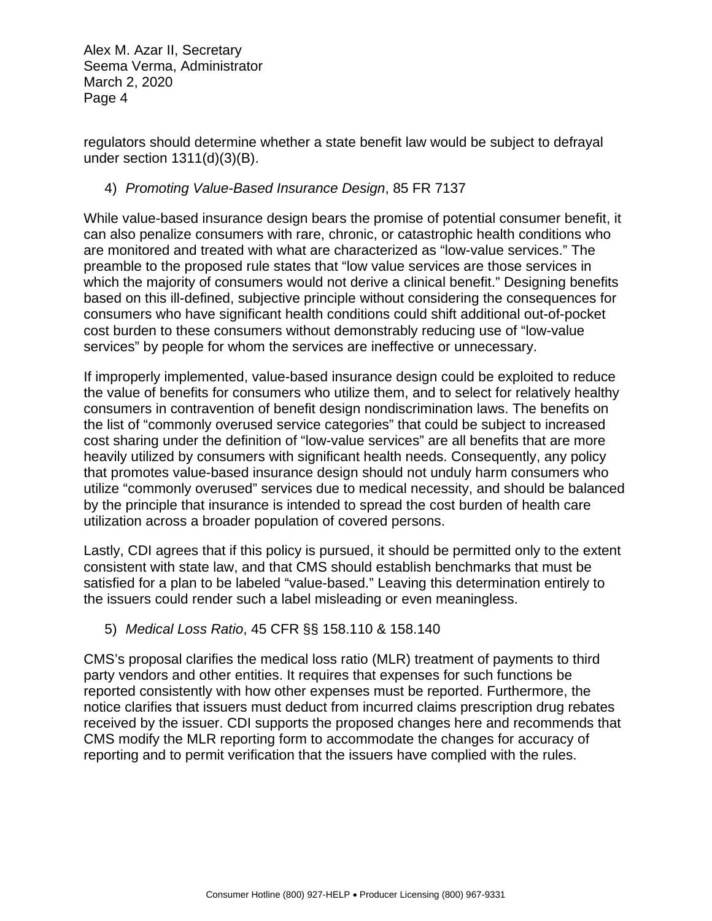regulators should determine whether a state benefit law would be subject to defrayal under section 1311(d)(3)(B).

4) *Promoting Value-Based Insurance Design*, 85 FR 7137

While value-based insurance design bears the promise of potential consumer benefit, it can also penalize consumers with rare, chronic, or catastrophic health conditions who are monitored and treated with what are characterized as "low-value services." The preamble to the proposed rule states that "low value services are those services in which the majority of consumers would not derive a clinical benefit." Designing benefits based on this ill-defined, subjective principle without considering the consequences for consumers who have significant health conditions could shift additional out-of-pocket cost burden to these consumers without demonstrably reducing use of "low-value services" by people for whom the services are ineffective or unnecessary.

If improperly implemented, value-based insurance design could be exploited to reduce the value of benefits for consumers who utilize them, and to select for relatively healthy consumers in contravention of benefit design nondiscrimination laws. The benefits on the list of "commonly overused service categories" that could be subject to increased cost sharing under the definition of "low-value services" are all benefits that are more heavily utilized by consumers with significant health needs. Consequently, any policy that promotes value-based insurance design should not unduly harm consumers who utilize "commonly overused" services due to medical necessity, and should be balanced by the principle that insurance is intended to spread the cost burden of health care utilization across a broader population of covered persons.

Lastly, CDI agrees that if this policy is pursued, it should be permitted only to the extent consistent with state law, and that CMS should establish benchmarks that must be satisfied for a plan to be labeled "value-based." Leaving this determination entirely to the issuers could render such a label misleading or even meaningless.

5) *Medical Loss Ratio*, 45 CFR §§ 158.110 & 158.140

CMS's proposal clarifies the medical loss ratio (MLR) treatment of payments to third party vendors and other entities. It requires that expenses for such functions be reported consistently with how other expenses must be reported. Furthermore, the notice clarifies that issuers must deduct from incurred claims prescription drug rebates received by the issuer. CDI supports the proposed changes here and recommends that CMS modify the MLR reporting form to accommodate the changes for accuracy of reporting and to permit verification that the issuers have complied with the rules.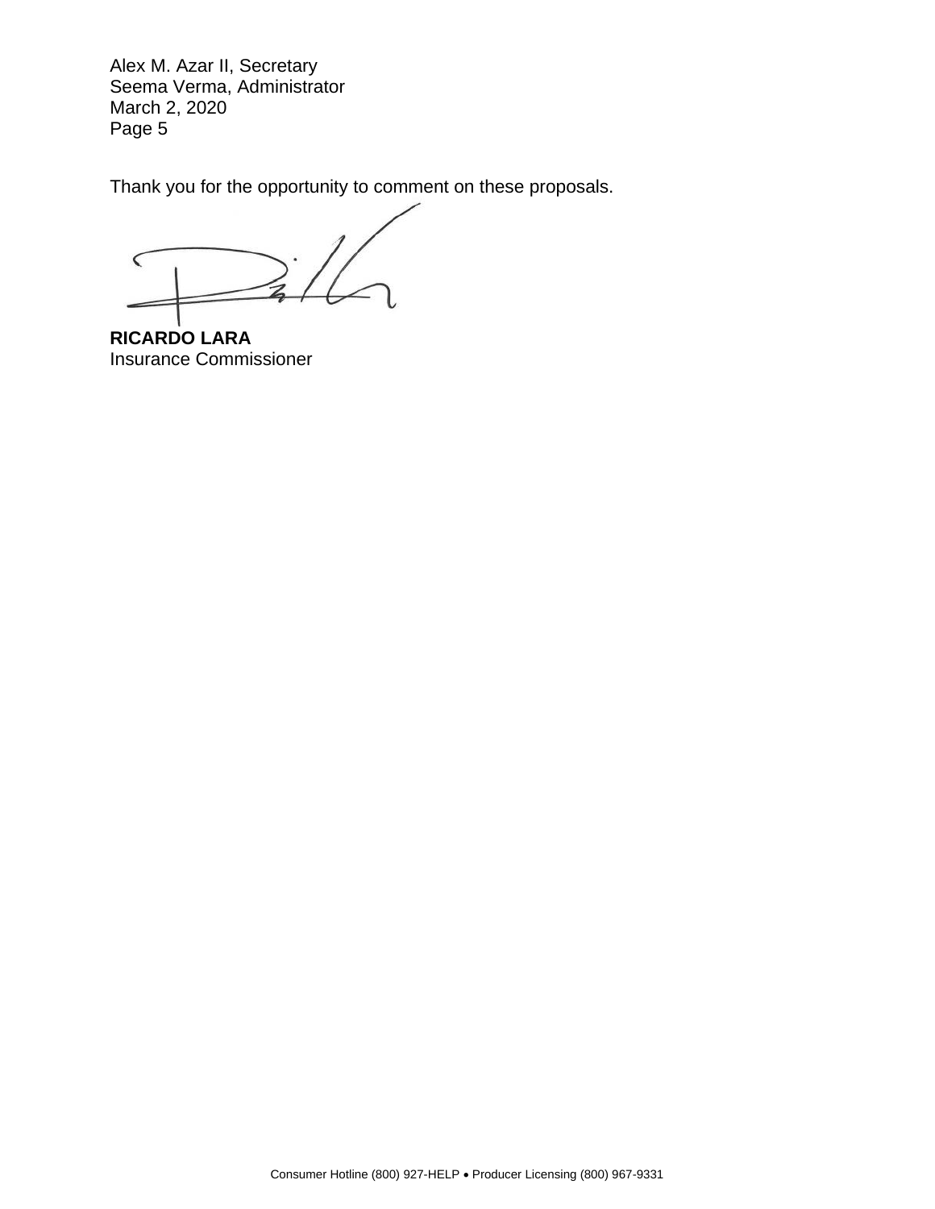Thank you for the opportunity to comment on these proposals.

**RICARDO LARA**
Insurance Commissioner